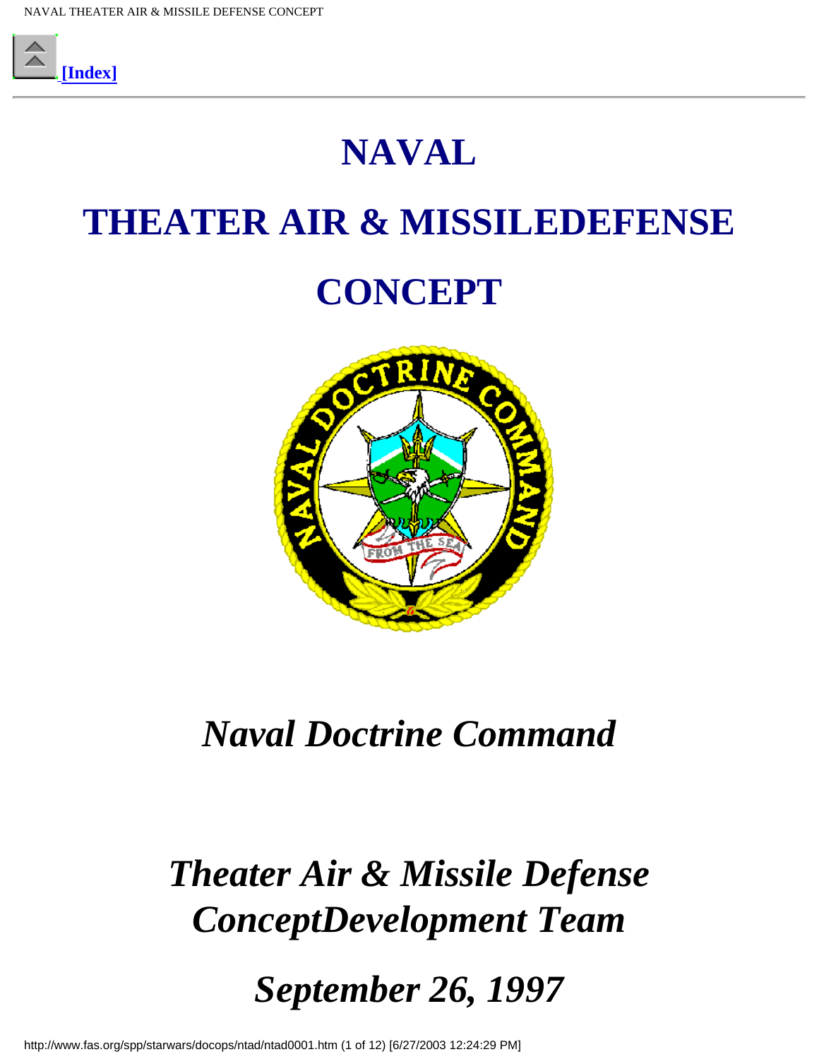[Index]

# NAVAL

# THEATER AIR & MISSILEDEFENSE

# CONCEPT

## *Naval Doctrine Command*

## *Theater Air & Missile Defense ConceptDevelopment Team*

## *September 26, 1997*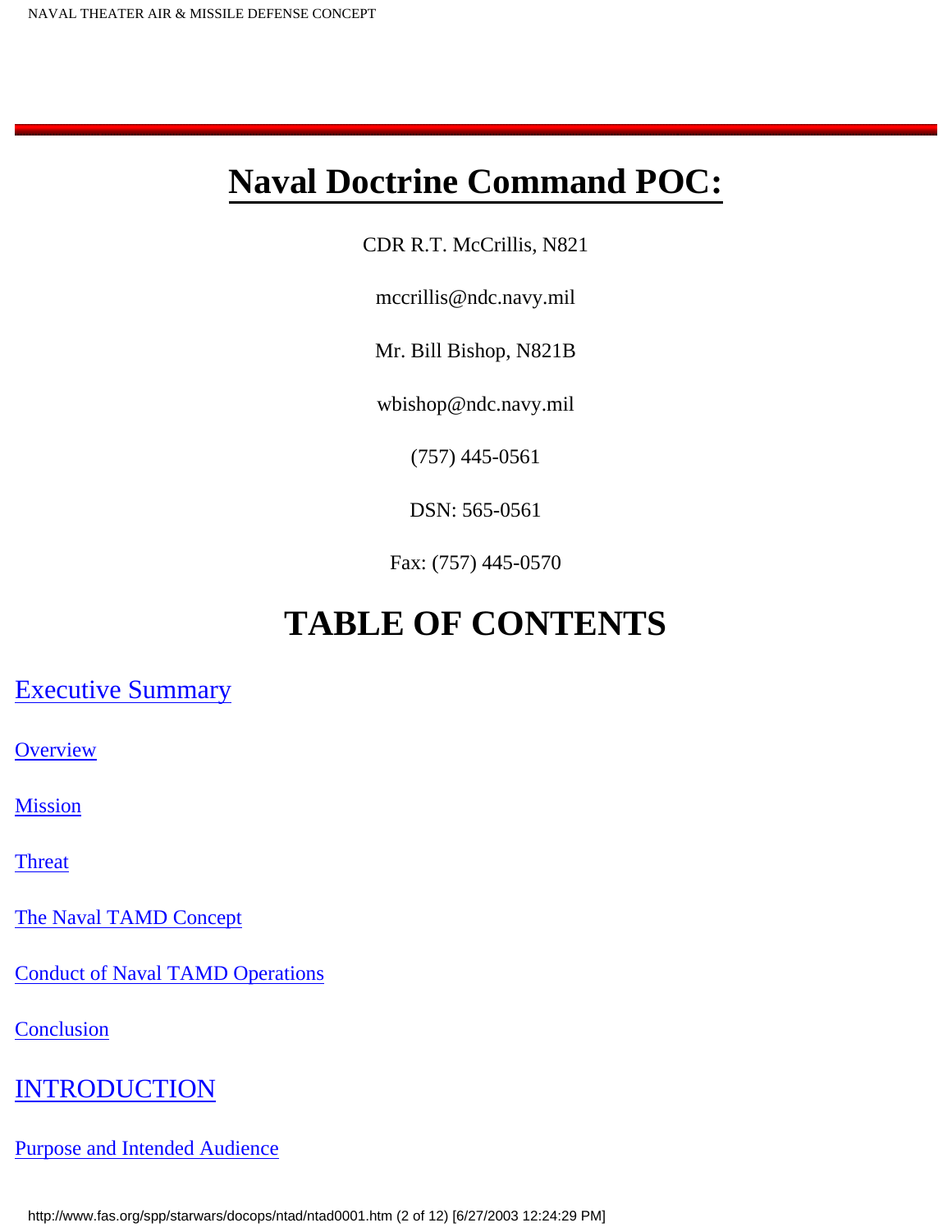# Naval Doctrine Command POC:

CDR R.T. McCrillis, N821

mccrillis@ndc.navy.mil

Mr. Bill Bishop, N821B

wbishop@ndc.navy.mil

(757) 445-0561

DSN: 565-0561

Fax: (757) 445-0570

# TABLE OF CONTENTS

## Executive Summary

Overview

Mission

Threat

The Naval TAMD Concept

Conduct of Naval TAMD Operations

Conclusion

## INTRODUCTION

Purpose and Intended Audience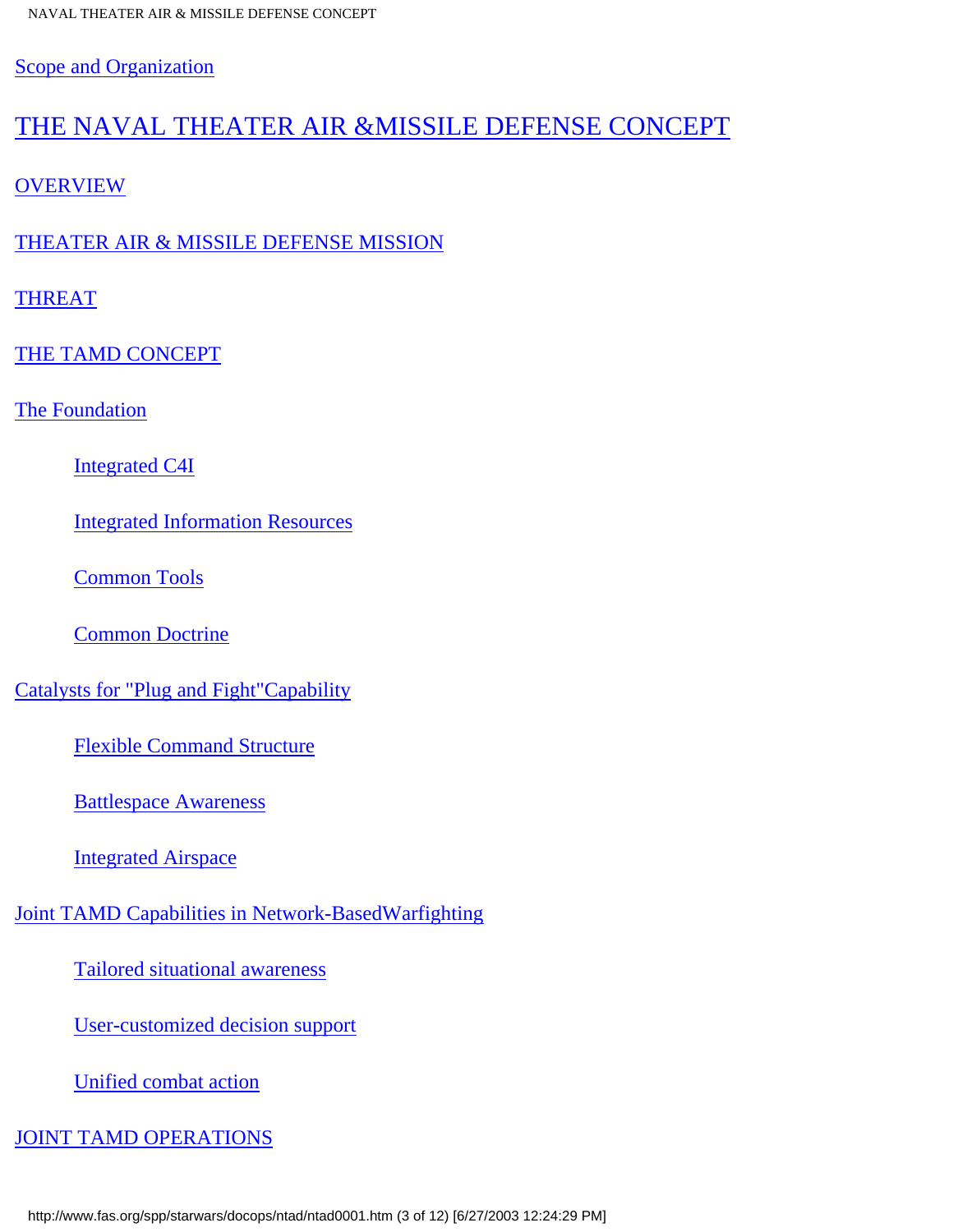Scope and Organization

## THE NAVAL THEATER AIR &MISSILE DEFENSE CONCEPT

OVERVIEW

THEATER AIR & MISSILE DEFENSE MISSION

THREAT

THE TAMD CONCEPT

The Foundation

- Integrated C4I
- Integrated Information Resources
- Common Tools
- Common Doctrine

Catalysts for "Plug and Fight"Capability

- Flexible Command Structure
- Battlespace Awareness
- Integrated Airspace

Joint TAMD Capabilities in Network-BasedWarfighting

- Tailored situational awareness
- User-customized decision support
- Unified combat action

JOINT TAMD OPERATIONS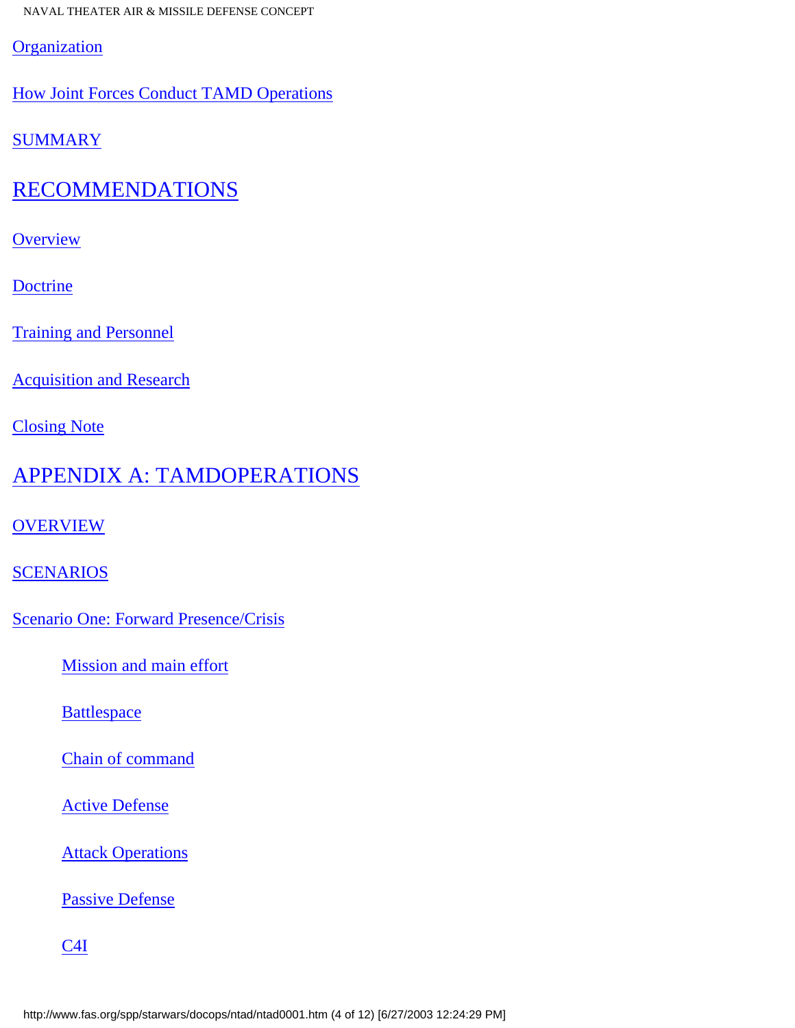Organization

How Joint Forces Conduct TAMD Operations

SUMMARY

## RECOMMENDATIONS

Overview

Doctrine

Training and Personnel

Acquisition and Research

Closing Note

## APPENDIX A: TAMDOPERATIONS

OVERVIEW

SCENARIOS

Scenario One: Forward Presence/Crisis

- Mission and main effort
- Battlespace
- Chain of command
- Active Defense
- Attack Operations
- Passive Defense
- C4I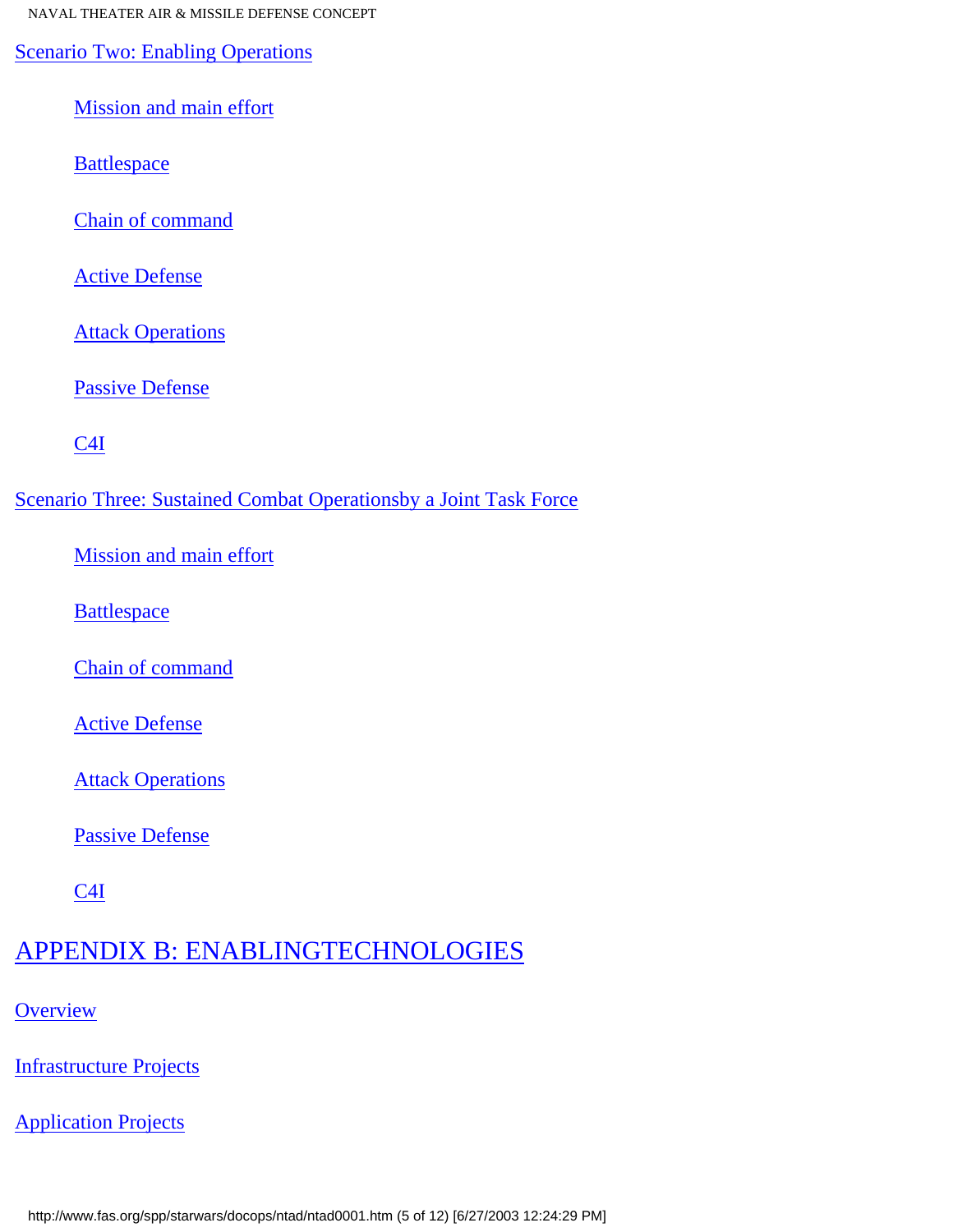Scenario Two: Enabling Operations

- Mission and main effort
- Battlespace
- Chain of command
- Active Defense
- Attack Operations
- Passive Defense
- C4I

Scenario Three: Sustained Combat Operationsby a Joint Task Force

- Mission and main effort
- Battlespace
- Chain of command
- Active Defense
- Attack Operations
- Passive Defense
- C4I

## APPENDIX B: ENABLINGTECHNOLOGIES

Overview

Infrastructure Projects

Application Projects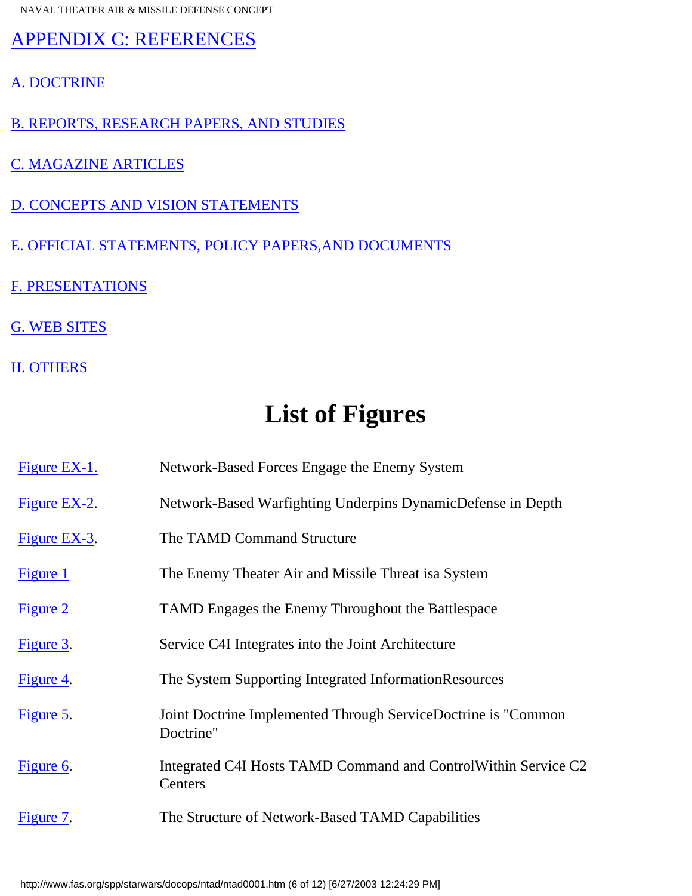## APPENDIX C: REFERENCES

A. DOCTRINE

B. REPORTS, RESEARCH PAPERS, AND STUDIES

C. MAGAZINE ARTICLES

D. CONCEPTS AND VISION STATEMENTS

E. OFFICIAL STATEMENTS, POLICY PAPERS,AND DOCUMENTS

F. PRESENTATIONS

G. WEB SITES

H. OTHERS

# List of Figures

| | |
|---|---|
| Figure EX-1. | Network-Based Forces Engage the Enemy System |
| Figure EX-2. | Network-Based Warfighting Underpins DynamicDefense in Depth |
| Figure EX-3. | The TAMD Command Structure |
| Figure 1 | The Enemy Theater Air and Missile Threat isa System |
| Figure 2 | TAMD Engages the Enemy Throughout the Battlespace |
| Figure 3. | Service C4I Integrates into the Joint Architecture |
| Figure 4. | The System Supporting Integrated InformationResources |
| Figure 5. | Joint Doctrine Implemented Through ServiceDoctrine is "Common Doctrine" |
| Figure 6. | Integrated C4I Hosts TAMD Command and ControlWithin Service C2 Centers |
| Figure 7. | The Structure of Network-Based TAMD Capabilities |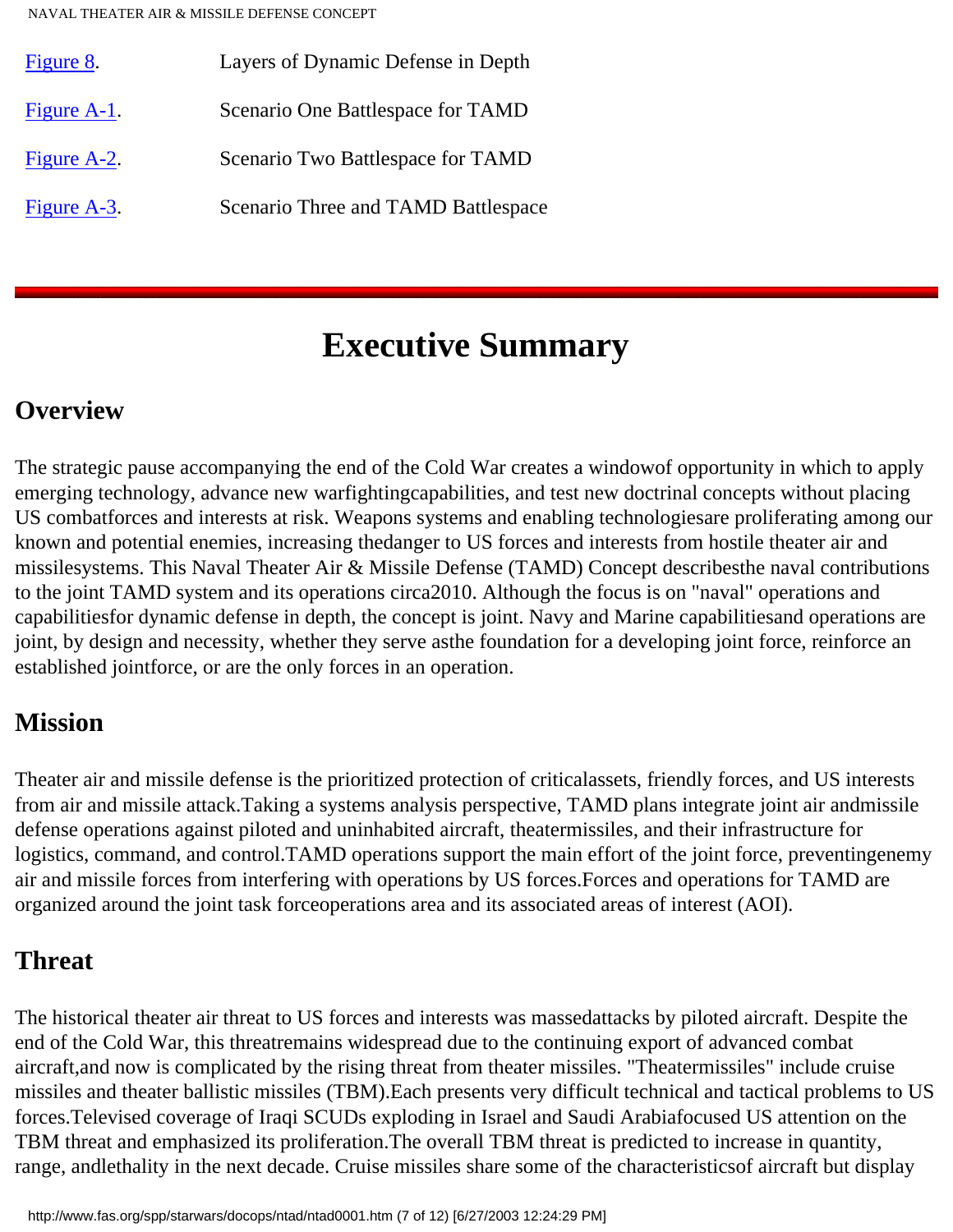[Figure 8](#). Layers of Dynamic Defense in Depth

[Figure A-1](#). Scenario One Battlespace for TAMD

[Figure A-2](#). Scenario Two Battlespace for TAMD

[Figure A-3](#). Scenario Three and TAMD Battlespace

---

# Executive Summary

## Overview

The strategic pause accompanying the end of the Cold War creates a windowof opportunity in which to apply emerging technology, advance new warfightingcapabilities, and test new doctrinal concepts without placing US combatforces and interests at risk. Weapons systems and enabling technologiesare proliferating among our known and potential enemies, increasing thedanger to US forces and interests from hostile theater air and missilesystems. This Naval Theater Air & Missile Defense (TAMD) Concept describesthe naval contributions to the joint TAMD system and its operations circa2010. Although the focus is on "naval" operations and capabilitiesfor dynamic defense in depth, the concept is joint. Navy and Marine capabilitiesand operations are joint, by design and necessity, whether they serve asthe foundation for a developing joint force, reinforce an established jointforce, or are the only forces in an operation.

## Mission

Theater air and missile defense is the prioritized protection of criticalassets, friendly forces, and US interests from air and missile attack.Taking a systems analysis perspective, TAMD plans integrate joint air andmissile defense operations against piloted and uninhabited aircraft, theatermissiles, and their infrastructure for logistics, command, and control.TAMD operations support the main effort of the joint force, preventingenemy air and missile forces from interfering with operations by US forces.Forces and operations for TAMD are organized around the joint task forceoperations area and its associated areas of interest (AOI).

## Threat

The historical theater air threat to US forces and interests was massedattacks by piloted aircraft. Despite the end of the Cold War, this threatremains widespread due to the continuing export of advanced combat aircraft,and now is complicated by the rising threat from theater missiles. "Theatermissiles" include cruise missiles and theater ballistic missiles (TBM).Each presents very difficult technical and tactical problems to US forces.Televised coverage of Iraqi SCUDs exploding in Israel and Saudi Arabiafocused US attention on the TBM threat and emphasized its proliferation.The overall TBM threat is predicted to increase in quantity, range, andlethality in the next decade. Cruise missiles share some of the characteristicsof aircraft but display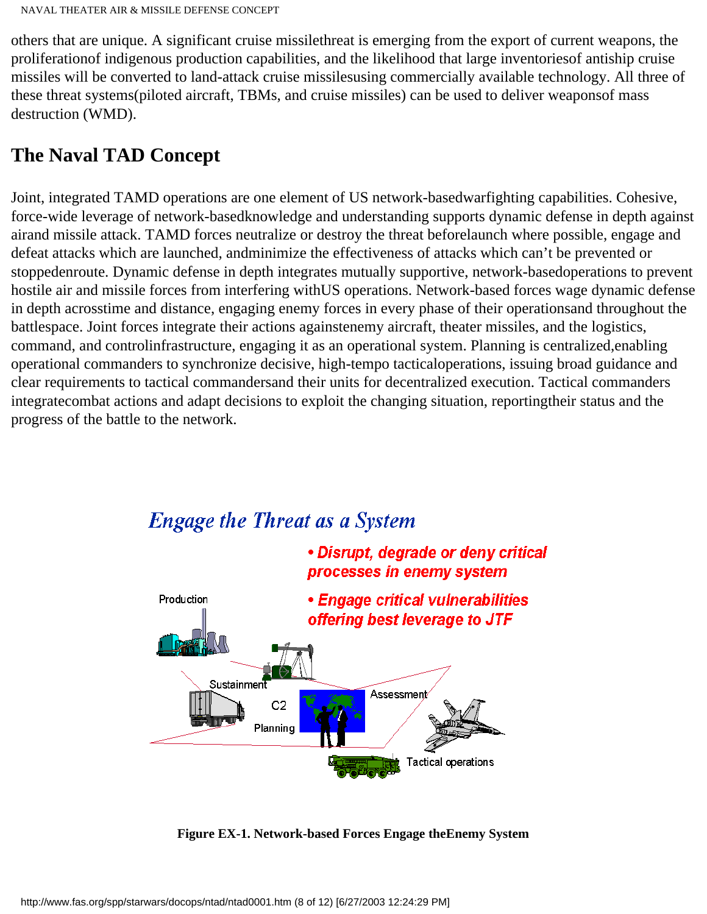others that are unique. A significant cruise missilethreat is emerging from the export of current weapons, the proliferationof indigenous production capabilities, and the likelihood that large inventoriesof antiship cruise missiles will be converted to land-attack cruise missilesusing commercially available technology. All three of these threat systems(piloted aircraft, TBMs, and cruise missiles) can be used to deliver weaponsof mass destruction (WMD).

## The Naval TAD Concept

Joint, integrated TAMD operations are one element of US network-basedwarfighting capabilities. Cohesive, force-wide leverage of network-basedknowledge and understanding supports dynamic defense in depth against airand missile attack. TAMD forces neutralize or destroy the threat beforelaunch where possible, engage and defeat attacks which are launched, andminimize the effectiveness of attacks which can't be prevented or stoppedenroute. Dynamic defense in depth integrates mutually supportive, network-basedoperations to prevent hostile air and missile forces from interfering withUS operations. Network-based forces wage dynamic defense in depth acrosstime and distance, engaging enemy forces in every phase of their operationsand throughout the battlespace. Joint forces integrate their actions againstenemy aircraft, theater missiles, and the logistics, command, and controlinfrastructure, engaging it as an operational system. Planning is centralized,enabling operational commanders to synchronize decisive, high-tempo tacticaloperations, issuing broad guidance and clear requirements to tactical commandersand their units for decentralized execution. Tactical commanders integratecombat actions and adapt decisions to exploit the changing situation, reportingtheir status and the progress of the battle to the network.

*Engage the Threat as a System*

- *Disrupt, degrade or deny critical processes in enemy system*
- *Engage critical vulnerabilities offering best leverage to JTF*

Production

Sustainment

C2

Planning

Assessment

Tactical operations

**Figure EX-1. Network-based Forces Engage theEnemy System**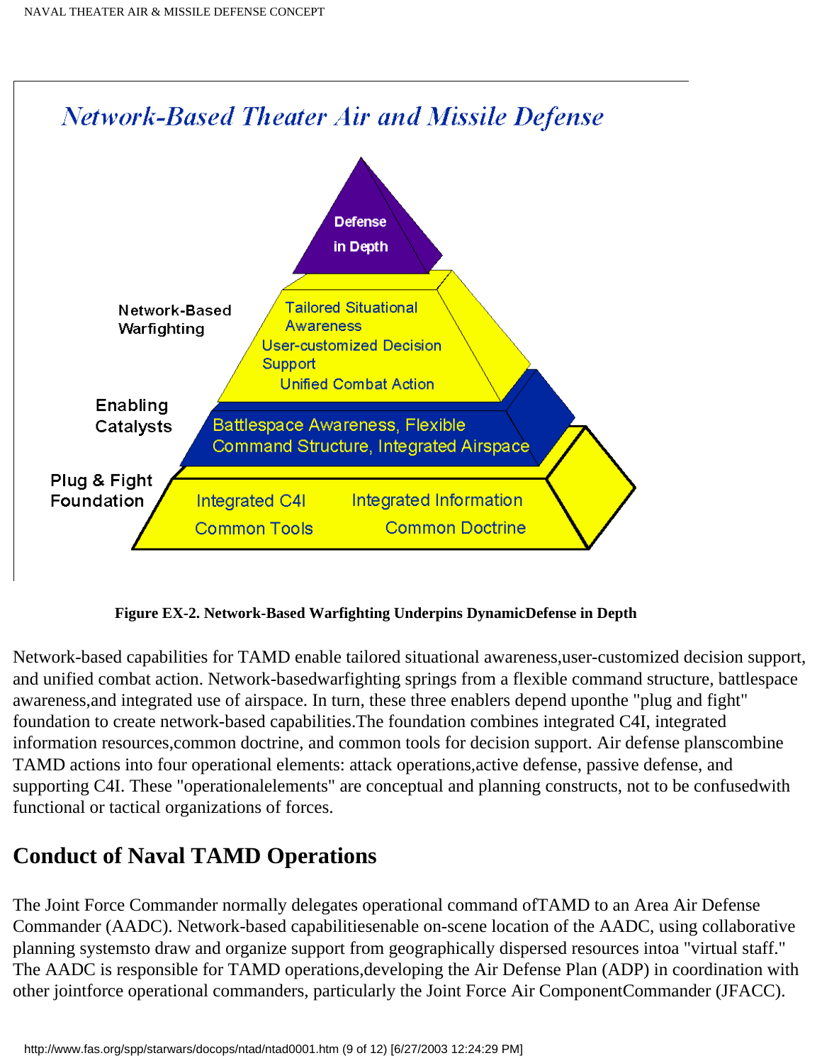## Network-Based Theater Air and Missile Defense

Defense in Depth

Network-Based Warfighting: Tailored Situational Awareness, User-customized Decision Support, Unified Combat Action

Enabling Catalysts: Battlespace Awareness, Flexible Command Structure, Integrated Airspace

Plug & Fight Foundation: Integrated C4I, Integrated Information, Common Tools, Common Doctrine

**Figure EX-2. Network-Based Warfighting Underpins DynamicDefense in Depth**

Network-based capabilities for TAMD enable tailored situational awareness,user-customized decision support, and unified combat action. Network-basedwarfighting springs from a flexible command structure, battlespace awareness,and integrated use of airspace. In turn, these three enablers depend uponthe "plug and fight" foundation to create network-based capabilities.The foundation combines integrated C4I, integrated information resources,common doctrine, and common tools for decision support. Air defense planscombine TAMD actions into four operational elements: attack operations,active defense, passive defense, and supporting C4I. These "operationalelements" are conceptual and planning constructs, not to be confusedwith functional or tactical organizations of forces.

## Conduct of Naval TAMD Operations

The Joint Force Commander normally delegates operational command ofTAMD to an Area Air Defense Commander (AADC). Network-based capabilitiesenable on-scene location of the AADC, using collaborative planning systemsto draw and organize support from geographically dispersed resources intoa "virtual staff." The AADC is responsible for TAMD operations,developing the Air Defense Plan (ADP) in coordination with other jointforce operational commanders, particularly the Joint Force Air ComponentCommander (JFACC).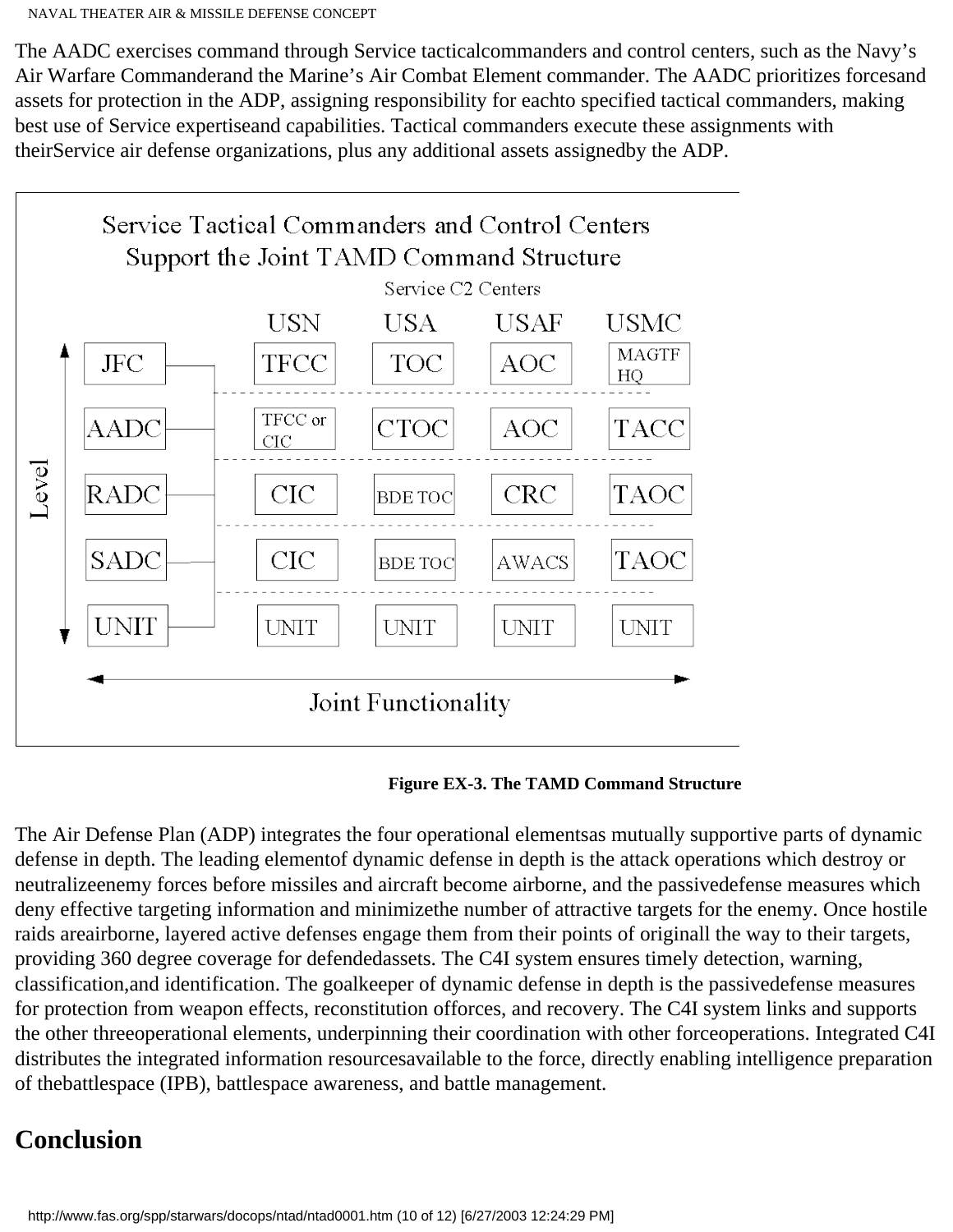The AADC exercises command through Service tacticalcommanders and control centers, such as the Navy's Air Warfare Commanderand the Marine's Air Combat Element commander. The AADC prioritizes forcesand assets for protection in the ADP, assigning responsibility for eachto specified tactical commanders, making best use of Service expertiseand capabilities. Tactical commanders execute these assignments with theirService air defense organizations, plus any additional assets assignedby the ADP.

**Service Tactical Commanders and Control Centers Support the Joint TAMD Command Structure**

| Level | Service C2 Centers: USN | USA | USAF | USMC |
| --- | --- | --- | --- | --- |
| JFC | TFCC | TOC | AOC | MAGTF HQ |
| AADC | TFCC or CIC | CTOC | AOC | TACC |
| RADC | CIC | BDE TOC | CRC | TAOC |
| SADC | CIC | BDE TOC | AWACS | TAOC |
| UNIT | UNIT | UNIT | UNIT | UNIT |

Joint Functionality

**Figure EX-3. The TAMD Command Structure**

The Air Defense Plan (ADP) integrates the four operational elementsas mutually supportive parts of dynamic defense in depth. The leading elementof dynamic defense in depth is the attack operations which destroy or neutralizeenemy forces before missiles and aircraft become airborne, and the passivedefense measures which deny effective targeting information and minimizethe number of attractive targets for the enemy. Once hostile raids areairborne, layered active defenses engage them from their points of originall the way to their targets, providing 360 degree coverage for defendedassets. The C4I system ensures timely detection, warning, classification,and identification. The goalkeeper of dynamic defense in depth is the passivedefense measures for protection from weapon effects, reconstitution offorces, and recovery. The C4I system links and supports the other threeoperational elements, underpinning their coordination with other forceoperations. Integrated C4I distributes the integrated information resourcesavailable to the force, directly enabling intelligence preparation of thebattlespace (IPB), battlespace awareness, and battle management.

## Conclusion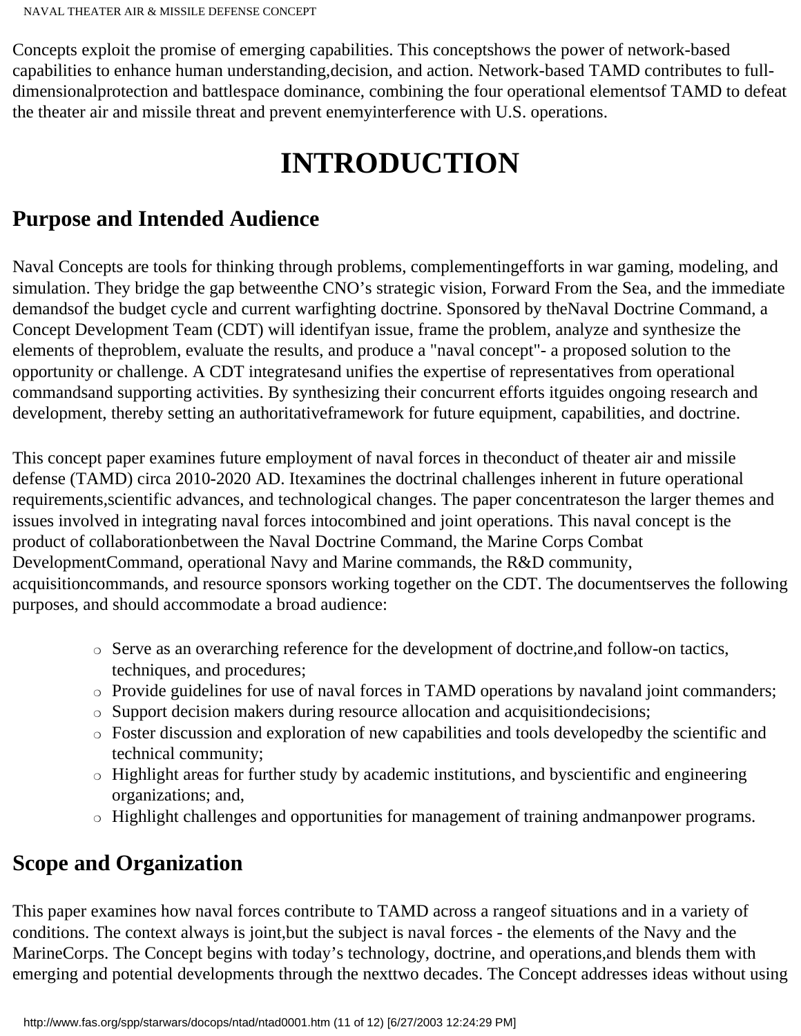Concepts exploit the promise of emerging capabilities. This conceptshows the power of network-based capabilities to enhance human understanding,decision, and action. Network-based TAMD contributes to full-dimensionalprotection and battlespace dominance, combining the four operational elementsof TAMD to defeat the theater air and missile threat and prevent enemyinterference with U.S. operations.

# INTRODUCTION

## Purpose and Intended Audience

Naval Concepts are tools for thinking through problems, complementingefforts in war gaming, modeling, and simulation. They bridge the gap betweenthe CNO's strategic vision, Forward From the Sea, and the immediate demandsof the budget cycle and current warfighting doctrine. Sponsored by theNaval Doctrine Command, a Concept Development Team (CDT) will identifyan issue, frame the problem, analyze and synthesize the elements of theproblem, evaluate the results, and produce a "naval concept"- a proposed solution to the opportunity or challenge. A CDT integratesand unifies the expertise of representatives from operational commandsand supporting activities. By synthesizing their concurrent efforts itguides ongoing research and development, thereby setting an authoritativeframework for future equipment, capabilities, and doctrine.

This concept paper examines future employment of naval forces in theconduct of theater air and missile defense (TAMD) circa 2010-2020 AD. Itexamines the doctrinal challenges inherent in future operational requirements,scientific advances, and technological changes. The paper concentrateson the larger themes and issues involved in integrating naval forces intocombined and joint operations. This naval concept is the product of collaborationbetween the Naval Doctrine Command, the Marine Corps Combat DevelopmentCommand, operational Navy and Marine commands, the R&D community, acquisitioncommands, and resource sponsors working together on the CDT. The documentserves the following purposes, and should accommodate a broad audience:

- Serve as an overarching reference for the development of doctrine,and follow-on tactics, techniques, and procedures;
- Provide guidelines for use of naval forces in TAMD operations by navaland joint commanders;
- Support decision makers during resource allocation and acquisitiondecisions;
- Foster discussion and exploration of new capabilities and tools developedby the scientific and technical community;
- Highlight areas for further study by academic institutions, and byscientific and engineering organizations; and,
- Highlight challenges and opportunities for management of training andmanpower programs.

## Scope and Organization

This paper examines how naval forces contribute to TAMD across a rangeof situations and in a variety of conditions. The context always is joint,but the subject is naval forces - the elements of the Navy and the MarineCorps. The Concept begins with today's technology, doctrine, and operations,and blends them with emerging and potential developments through the nexttwo decades. The Concept addresses ideas without using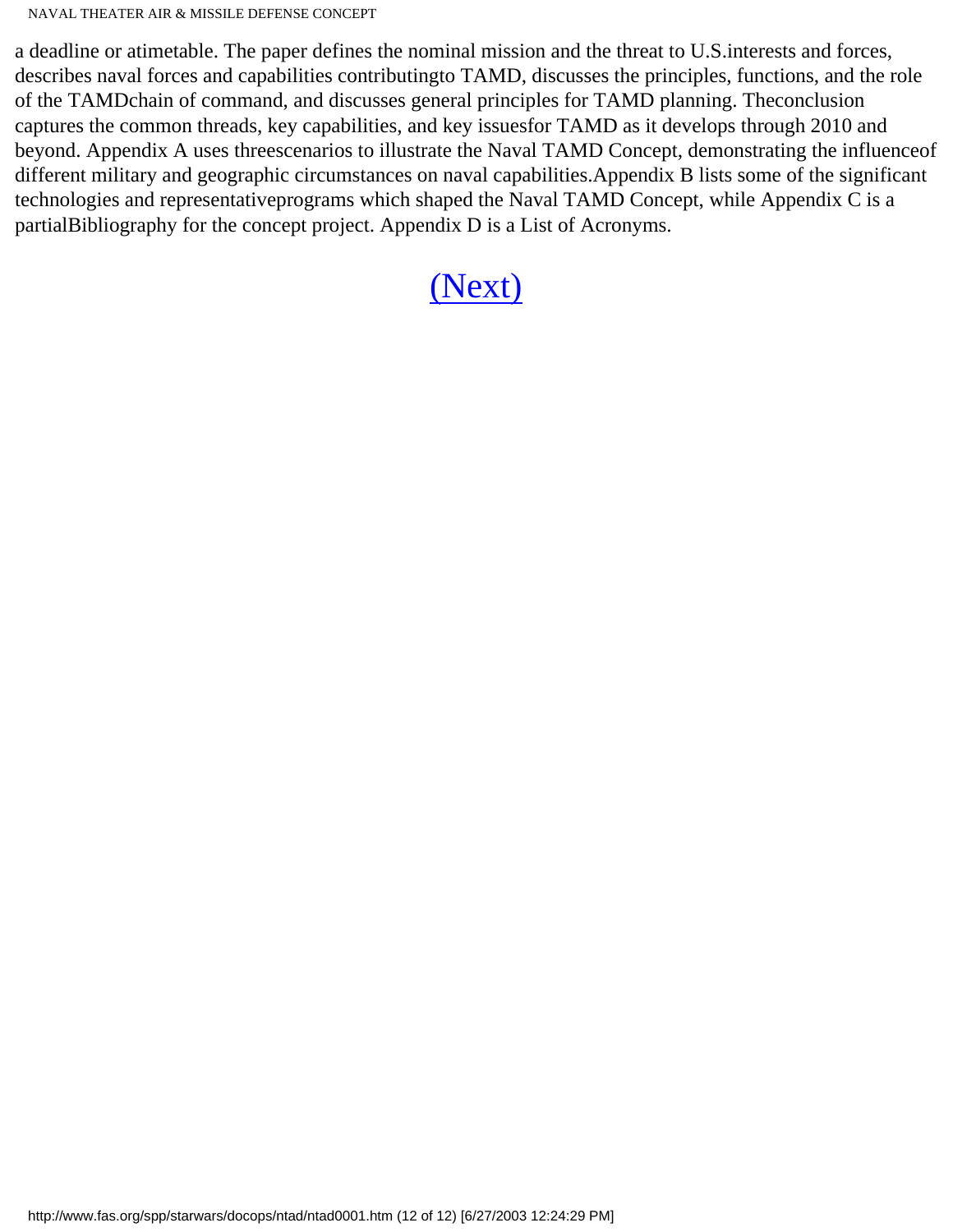a deadline or atimetable. The paper defines the nominal mission and the threat to U.S.interests and forces, describes naval forces and capabilities contributingto TAMD, discusses the principles, functions, and the role of the TAMDchain of command, and discusses general principles for TAMD planning. Theconclusion captures the common threads, key capabilities, and key issuesfor TAMD as it develops through 2010 and beyond. Appendix A uses threescenarios to illustrate the Naval TAMD Concept, demonstrating the influenceof different military and geographic circumstances on naval capabilities.Appendix B lists some of the significant technologies and representativeprograms which shaped the Naval TAMD Concept, while Appendix C is a partialBibliography for the concept project. Appendix D is a List of Acronyms.

(Next)